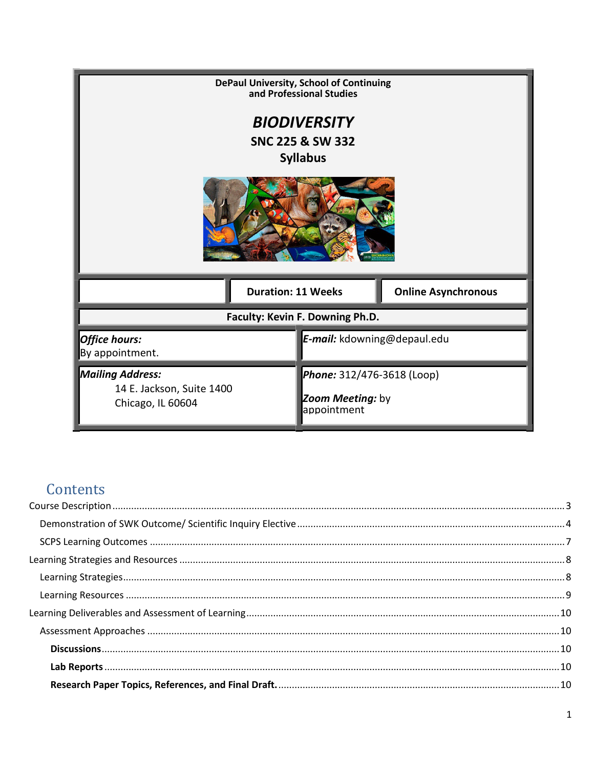DePaul University, School of Continuing and Professional Studies

# *BIODIVERSITY*

## SNC 225 & SW 332
## Syllabus

| | **Duration: 11 Weeks** | **Online Asynchronous** |
|---|---|---|

**Faculty: Kevin F. Downing Ph.D.**

| | |
|---|---|
| ***Office hours:*** By appointment. | ***E-mail:*** kdowning@depaul.edu |
| ***Mailing Address:*** 14 E. Jackson, Suite 1400 Chicago, IL 60604 | ***Phone:*** 312/476-3618 (Loop) ***Zoom Meeting:*** by appointment |

## Contents

- Course Description ..... 3
  - Demonstration of SWK Outcome/ Scientific Inquiry Elective ..... 4
  - SCPS Learning Outcomes ..... 7
- Learning Strategies and Resources ..... 8
  - Learning Strategies ..... 8
  - Learning Resources ..... 9
- Learning Deliverables and Assessment of Learning ..... 10
  - Assessment Approaches ..... 10
    - **Discussions** ..... 10
    - **Lab Reports** ..... 10
    - **Research Paper Topics, References, and Final Draft.** ..... 10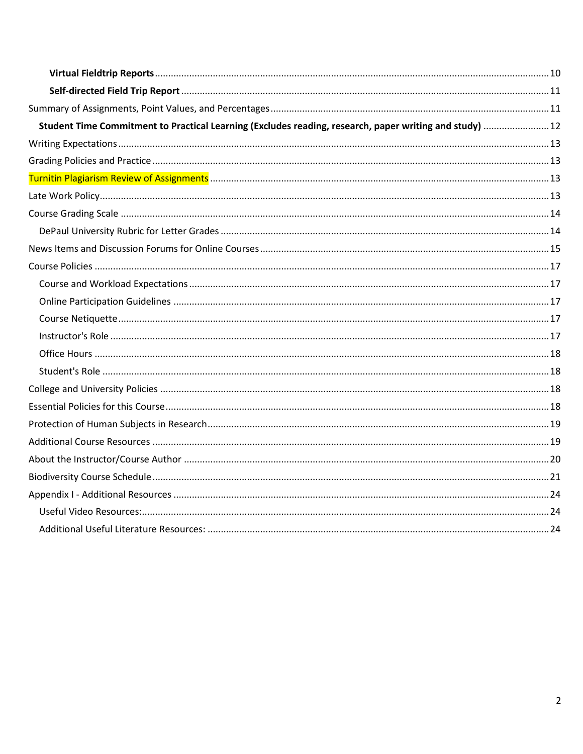**Virtual Fieldtrip Reports** ........ 10

**Self-directed Field Trip Report** ........ 11

Summary of Assignments, Point Values, and Percentages ........ 11

**Student Time Commitment to Practical Learning (Excludes reading, research, paper writing and study)** ........ 12

Writing Expectations ........ 13

Grading Policies and Practice ........ 13

Turnitin Plagiarism Review of Assignments ........ 13

Late Work Policy ........ 13

Course Grading Scale ........ 14

DePaul University Rubric for Letter Grades ........ 14

News Items and Discussion Forums for Online Courses ........ 15

Course Policies ........ 17

Course and Workload Expectations ........ 17

Online Participation Guidelines ........ 17

Course Netiquette ........ 17

Instructor's Role ........ 17

Office Hours ........ 18

Student's Role ........ 18

College and University Policies ........ 18

Essential Policies for this Course ........ 18

Protection of Human Subjects in Research ........ 19

Additional Course Resources ........ 19

About the Instructor/Course Author ........ 20

Biodiversity Course Schedule ........ 21

Appendix I - Additional Resources ........ 24

Useful Video Resources: ........ 24

Additional Useful Literature Resources: ........ 24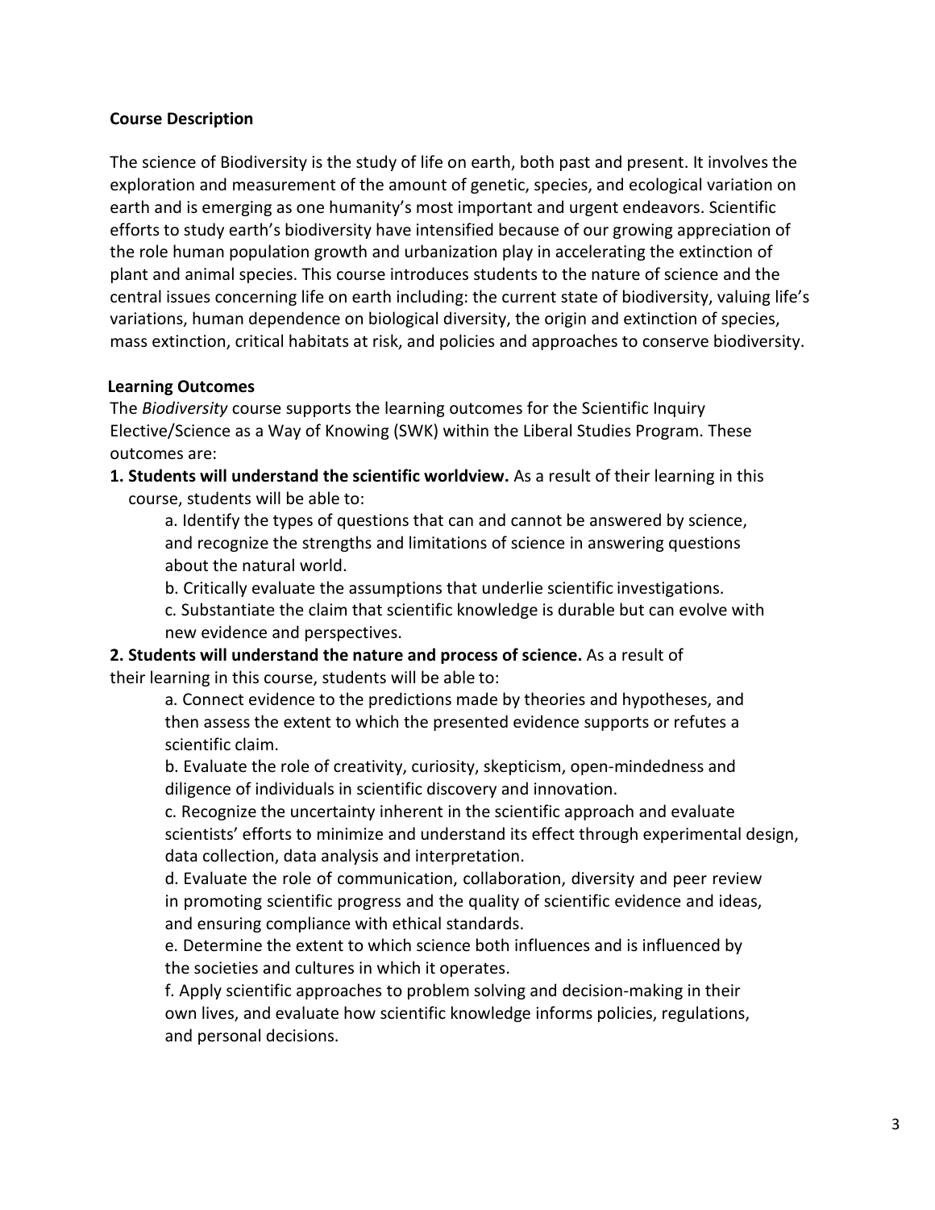**Course Description**

The science of Biodiversity is the study of life on earth, both past and present. It involves the exploration and measurement of the amount of genetic, species, and ecological variation on earth and is emerging as one humanity's most important and urgent endeavors. Scientific efforts to study earth's biodiversity have intensified because of our growing appreciation of the role human population growth and urbanization play in accelerating the extinction of plant and animal species. This course introduces students to the nature of science and the central issues concerning life on earth including: the current state of biodiversity, valuing life's variations, human dependence on biological diversity, the origin and extinction of species, mass extinction, critical habitats at risk, and policies and approaches to conserve biodiversity.

**Learning Outcomes**

The *Biodiversity* course supports the learning outcomes for the Scientific Inquiry Elective/Science as a Way of Knowing (SWK) within the Liberal Studies Program. These outcomes are:

**1. Students will understand the scientific worldview.** As a result of their learning in this course, students will be able to:

a. Identify the types of questions that can and cannot be answered by science, and recognize the strengths and limitations of science in answering questions about the natural world.

b. Critically evaluate the assumptions that underlie scientific investigations.

c. Substantiate the claim that scientific knowledge is durable but can evolve with new evidence and perspectives.

**2. Students will understand the nature and process of science.** As a result of their learning in this course, students will be able to:

a. Connect evidence to the predictions made by theories and hypotheses, and then assess the extent to which the presented evidence supports or refutes a scientific claim.

b. Evaluate the role of creativity, curiosity, skepticism, open-mindedness and diligence of individuals in scientific discovery and innovation.

c. Recognize the uncertainty inherent in the scientific approach and evaluate scientists' efforts to minimize and understand its effect through experimental design, data collection, data analysis and interpretation.

d. Evaluate the role of communication, collaboration, diversity and peer review in promoting scientific progress and the quality of scientific evidence and ideas, and ensuring compliance with ethical standards.

e. Determine the extent to which science both influences and is influenced by the societies and cultures in which it operates.

f. Apply scientific approaches to problem solving and decision-making in their own lives, and evaluate how scientific knowledge informs policies, regulations, and personal decisions.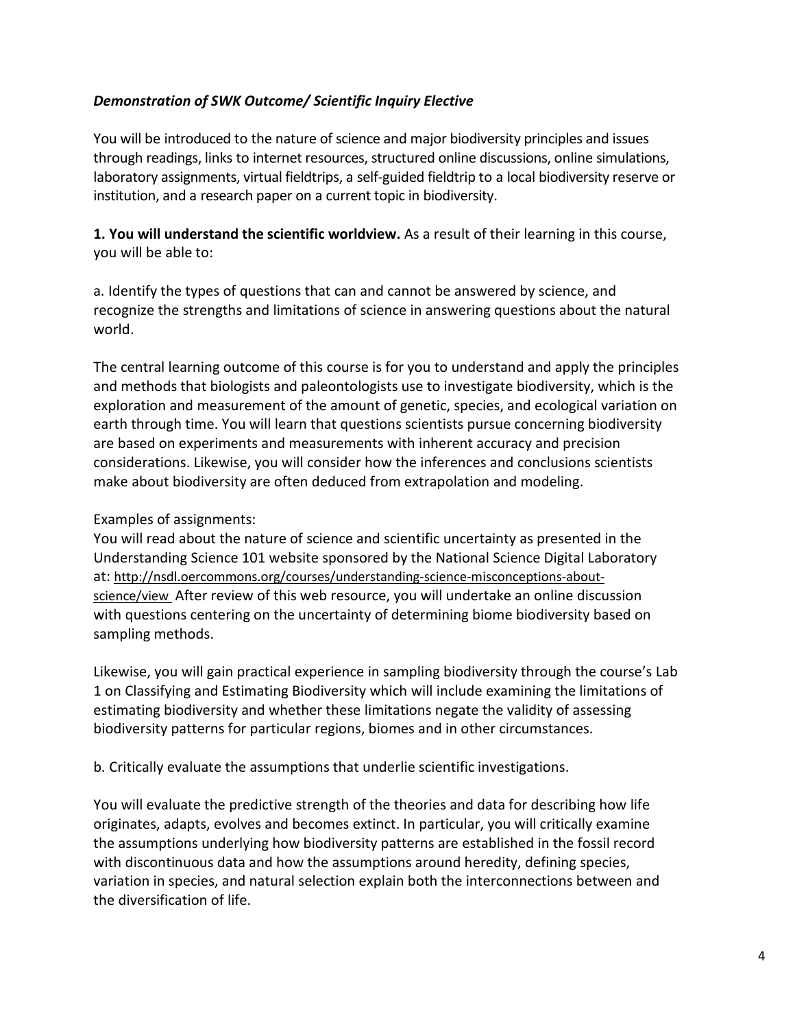***Demonstration of SWK Outcome/ Scientific Inquiry Elective***

You will be introduced to the nature of science and major biodiversity principles and issues through readings, links to internet resources, structured online discussions, online simulations, laboratory assignments, virtual fieldtrips, a self-guided fieldtrip to a local biodiversity reserve or institution, and a research paper on a current topic in biodiversity.

**1. You will understand the scientific worldview.** As a result of their learning in this course, you will be able to:

a. Identify the types of questions that can and cannot be answered by science, and recognize the strengths and limitations of science in answering questions about the natural world.

The central learning outcome of this course is for you to understand and apply the principles and methods that biologists and paleontologists use to investigate biodiversity, which is the exploration and measurement of the amount of genetic, species, and ecological variation on earth through time. You will learn that questions scientists pursue concerning biodiversity are based on experiments and measurements with inherent accuracy and precision considerations. Likewise, you will consider how the inferences and conclusions scientists make about biodiversity are often deduced from extrapolation and modeling.

Examples of assignments:
You will read about the nature of science and scientific uncertainty as presented in the Understanding Science 101 website sponsored by the National Science Digital Laboratory at: http://nsdl.oercommons.org/courses/understanding-science-misconceptions-about-science/view After review of this web resource, you will undertake an online discussion with questions centering on the uncertainty of determining biome biodiversity based on sampling methods.

Likewise, you will gain practical experience in sampling biodiversity through the course's Lab 1 on Classifying and Estimating Biodiversity which will include examining the limitations of estimating biodiversity and whether these limitations negate the validity of assessing biodiversity patterns for particular regions, biomes and in other circumstances.

b. Critically evaluate the assumptions that underlie scientific investigations.

You will evaluate the predictive strength of the theories and data for describing how life originates, adapts, evolves and becomes extinct. In particular, you will critically examine the assumptions underlying how biodiversity patterns are established in the fossil record with discontinuous data and how the assumptions around heredity, defining species, variation in species, and natural selection explain both the interconnections between and the diversification of life.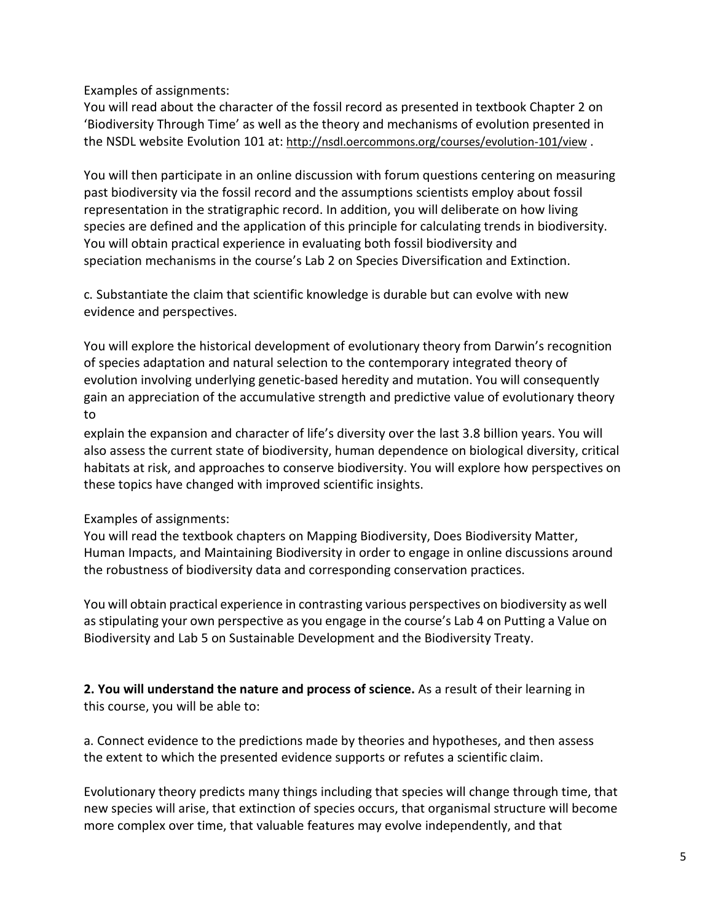Examples of assignments:
You will read about the character of the fossil record as presented in textbook Chapter 2 on 'Biodiversity Through Time' as well as the theory and mechanisms of evolution presented in the NSDL website Evolution 101 at: http://nsdl.oercommons.org/courses/evolution-101/view .

You will then participate in an online discussion with forum questions centering on measuring past biodiversity via the fossil record and the assumptions scientists employ about fossil representation in the stratigraphic record. In addition, you will deliberate on how living species are defined and the application of this principle for calculating trends in biodiversity. You will obtain practical experience in evaluating both fossil biodiversity and speciation mechanisms in the course's Lab 2 on Species Diversification and Extinction.

c. Substantiate the claim that scientific knowledge is durable but can evolve with new evidence and perspectives.

You will explore the historical development of evolutionary theory from Darwin's recognition of species adaptation and natural selection to the contemporary integrated theory of evolution involving underlying genetic-based heredity and mutation. You will consequently gain an appreciation of the accumulative strength and predictive value of evolutionary theory to explain the expansion and character of life's diversity over the last 3.8 billion years. You will also assess the current state of biodiversity, human dependence on biological diversity, critical habitats at risk, and approaches to conserve biodiversity. You will explore how perspectives on these topics have changed with improved scientific insights.

Examples of assignments:
You will read the textbook chapters on Mapping Biodiversity, Does Biodiversity Matter, Human Impacts, and Maintaining Biodiversity in order to engage in online discussions around the robustness of biodiversity data and corresponding conservation practices.

You will obtain practical experience in contrasting various perspectives on biodiversity as well as stipulating your own perspective as you engage in the course's Lab 4 on Putting a Value on Biodiversity and Lab 5 on Sustainable Development and the Biodiversity Treaty.

**2. You will understand the nature and process of science.** As a result of their learning in this course, you will be able to:

a. Connect evidence to the predictions made by theories and hypotheses, and then assess the extent to which the presented evidence supports or refutes a scientific claim.

Evolutionary theory predicts many things including that species will change through time, that new species will arise, that extinction of species occurs, that organismal structure will become more complex over time, that valuable features may evolve independently, and that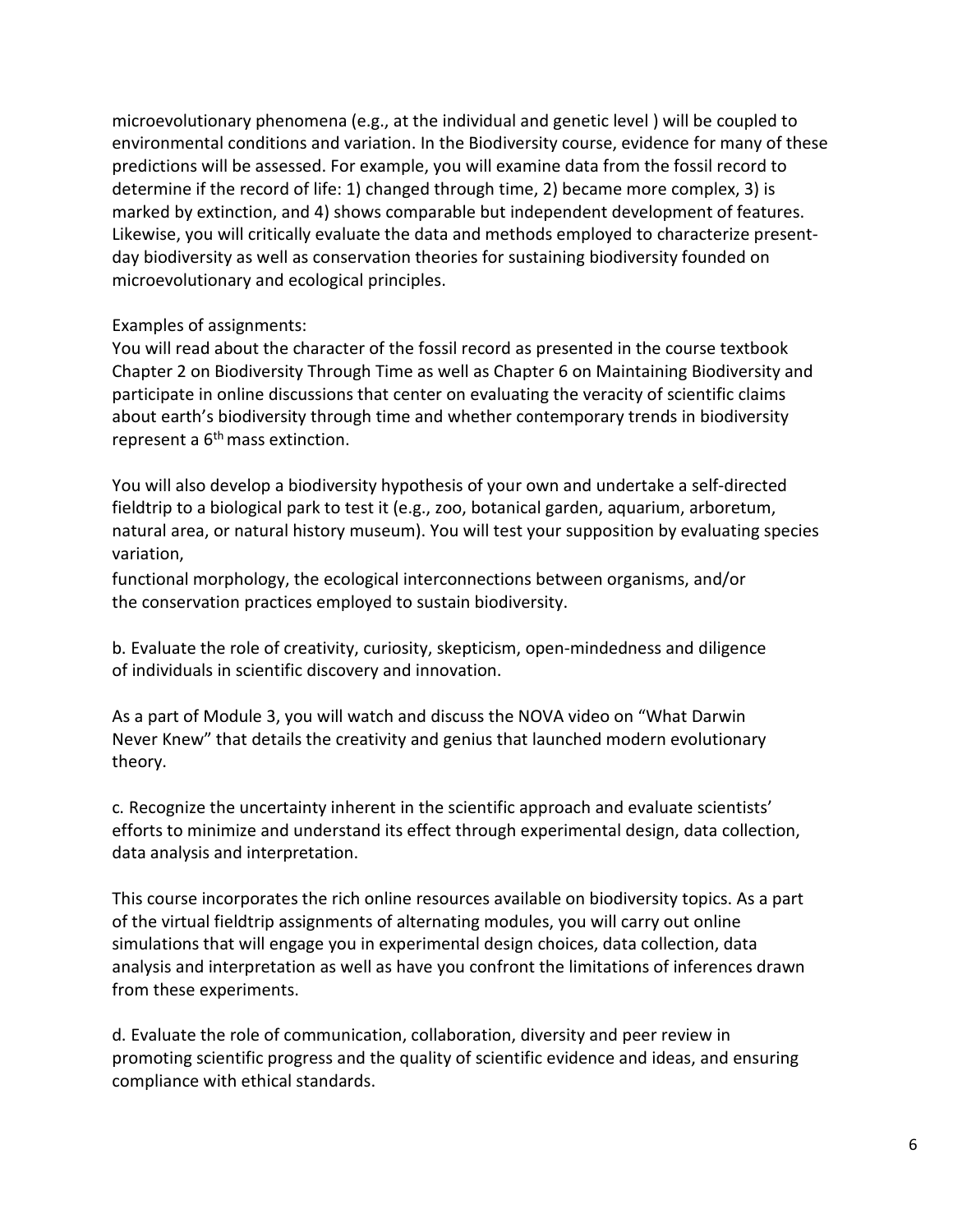microevolutionary phenomena (e.g., at the individual and genetic level ) will be coupled to environmental conditions and variation. In the Biodiversity course, evidence for many of these predictions will be assessed. For example, you will examine data from the fossil record to determine if the record of life: 1) changed through time, 2) became more complex, 3) is marked by extinction, and 4) shows comparable but independent development of features. Likewise, you will critically evaluate the data and methods employed to characterize present-day biodiversity as well as conservation theories for sustaining biodiversity founded on microevolutionary and ecological principles.

Examples of assignments:
You will read about the character of the fossil record as presented in the course textbook Chapter 2 on Biodiversity Through Time as well as Chapter 6 on Maintaining Biodiversity and participate in online discussions that center on evaluating the veracity of scientific claims about earth's biodiversity through time and whether contemporary trends in biodiversity represent a 6th mass extinction.

You will also develop a biodiversity hypothesis of your own and undertake a self-directed fieldtrip to a biological park to test it (e.g., zoo, botanical garden, aquarium, arboretum, natural area, or natural history museum). You will test your supposition by evaluating species variation,
functional morphology, the ecological interconnections between organisms, and/or the conservation practices employed to sustain biodiversity.

b. Evaluate the role of creativity, curiosity, skepticism, open-mindedness and diligence of individuals in scientific discovery and innovation.

As a part of Module 3, you will watch and discuss the NOVA video on "What Darwin Never Knew" that details the creativity and genius that launched modern evolutionary theory.

c. Recognize the uncertainty inherent in the scientific approach and evaluate scientists' efforts to minimize and understand its effect through experimental design, data collection, data analysis and interpretation.

This course incorporates the rich online resources available on biodiversity topics. As a part of the virtual fieldtrip assignments of alternating modules, you will carry out online simulations that will engage you in experimental design choices, data collection, data analysis and interpretation as well as have you confront the limitations of inferences drawn from these experiments.

d. Evaluate the role of communication, collaboration, diversity and peer review in promoting scientific progress and the quality of scientific evidence and ideas, and ensuring compliance with ethical standards.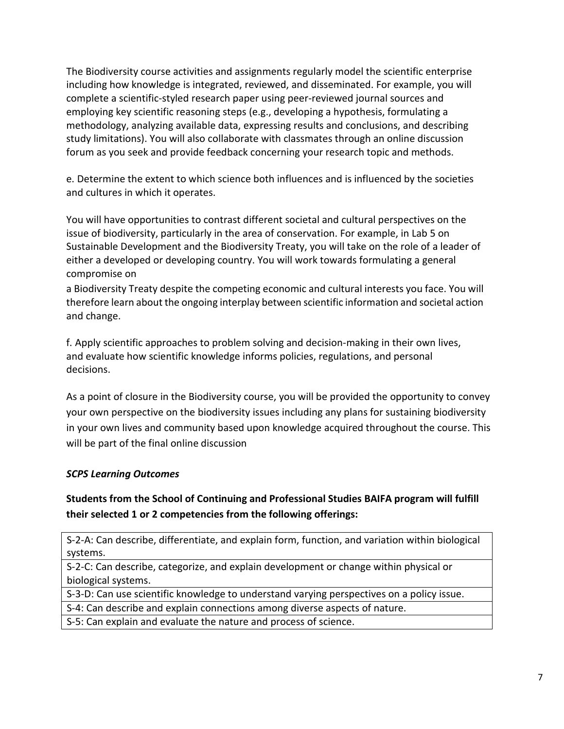The Biodiversity course activities and assignments regularly model the scientific enterprise including how knowledge is integrated, reviewed, and disseminated. For example, you will complete a scientific-styled research paper using peer-reviewed journal sources and employing key scientific reasoning steps (e.g., developing a hypothesis, formulating a methodology, analyzing available data, expressing results and conclusions, and describing study limitations). You will also collaborate with classmates through an online discussion forum as you seek and provide feedback concerning your research topic and methods.

e. Determine the extent to which science both influences and is influenced by the societies and cultures in which it operates.

You will have opportunities to contrast different societal and cultural perspectives on the issue of biodiversity, particularly in the area of conservation. For example, in Lab 5 on Sustainable Development and the Biodiversity Treaty, you will take on the role of a leader of either a developed or developing country. You will work towards formulating a general compromise on a Biodiversity Treaty despite the competing economic and cultural interests you face. You will therefore learn about the ongoing interplay between scientific information and societal action and change.

f. Apply scientific approaches to problem solving and decision-making in their own lives, and evaluate how scientific knowledge informs policies, regulations, and personal decisions.

As a point of closure in the Biodiversity course, you will be provided the opportunity to convey your own perspective on the biodiversity issues including any plans for sustaining biodiversity in your own lives and community based upon knowledge acquired throughout the course. This will be part of the final online discussion

### *SCPS Learning Outcomes*

**Students from the School of Continuing and Professional Studies BAIFA program will fulfill their selected 1 or 2 competencies from the following offerings:**

| |
|---|
| S-2-A: Can describe, differentiate, and explain form, function, and variation within biological systems. |
| S-2-C: Can describe, categorize, and explain development or change within physical or biological systems. |
| S-3-D: Can use scientific knowledge to understand varying perspectives on a policy issue. |
| S-4: Can describe and explain connections among diverse aspects of nature. |
| S-5: Can explain and evaluate the nature and process of science. |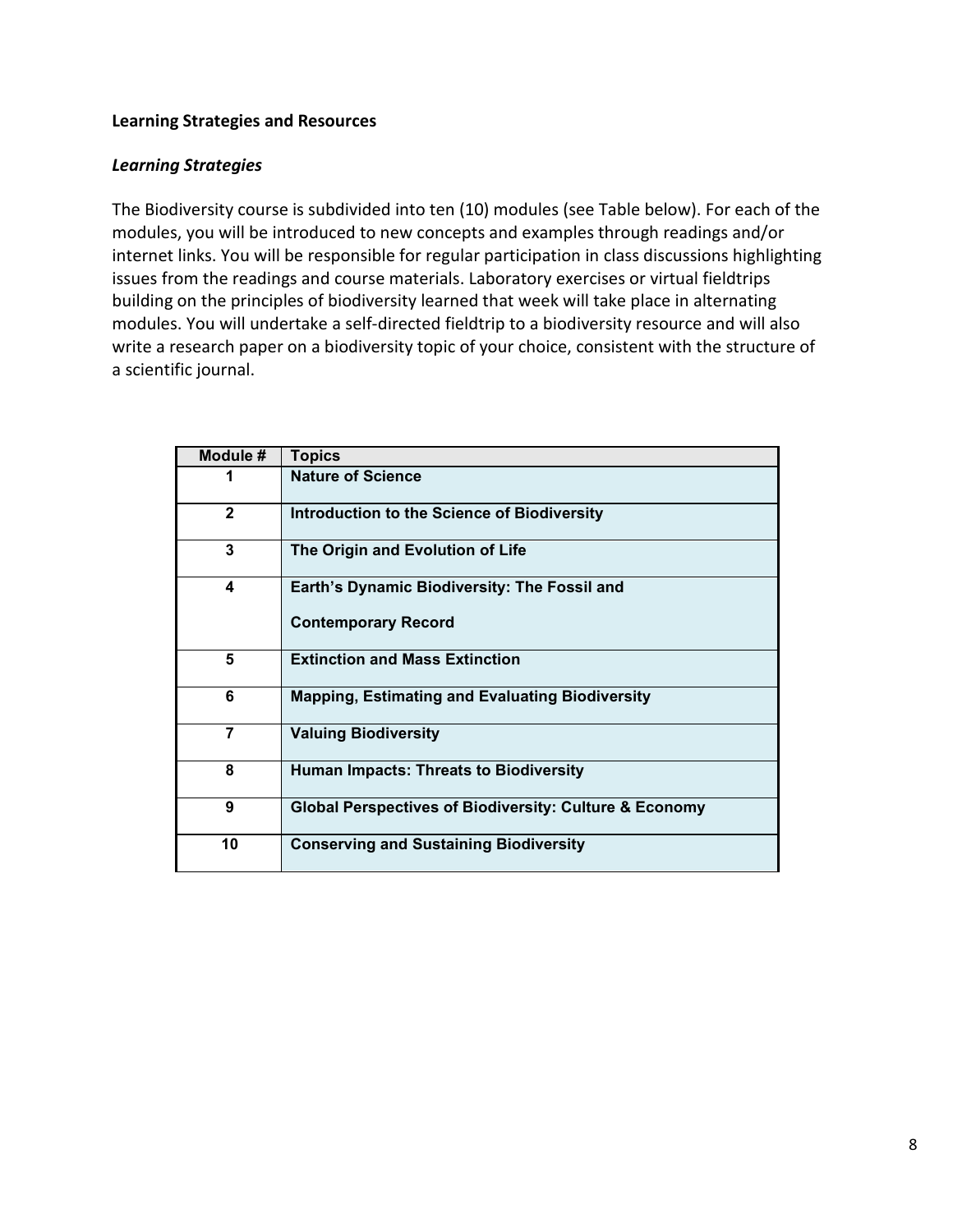**Learning Strategies and Resources**

***Learning Strategies***

The Biodiversity course is subdivided into ten (10) modules (see Table below). For each of the modules, you will be introduced to new concepts and examples through readings and/or internet links. You will be responsible for regular participation in class discussions highlighting issues from the readings and course materials. Laboratory exercises or virtual fieldtrips building on the principles of biodiversity learned that week will take place in alternating modules. You will undertake a self-directed fieldtrip to a biodiversity resource and will also write a research paper on a biodiversity topic of your choice, consistent with the structure of a scientific journal.

| Module # | Topics |
|---|---|
| 1 | **Nature of Science** |
| 2 | **Introduction to the Science of Biodiversity** |
| 3 | **The Origin and Evolution of Life** |
| 4 | **Earth's Dynamic Biodiversity: The Fossil and Contemporary Record** |
| 5 | **Extinction and Mass Extinction** |
| 6 | **Mapping, Estimating and Evaluating Biodiversity** |
| 7 | **Valuing Biodiversity** |
| 8 | **Human Impacts: Threats to Biodiversity** |
| 9 | **Global Perspectives of Biodiversity: Culture & Economy** |
| 10 | **Conserving and Sustaining Biodiversity** |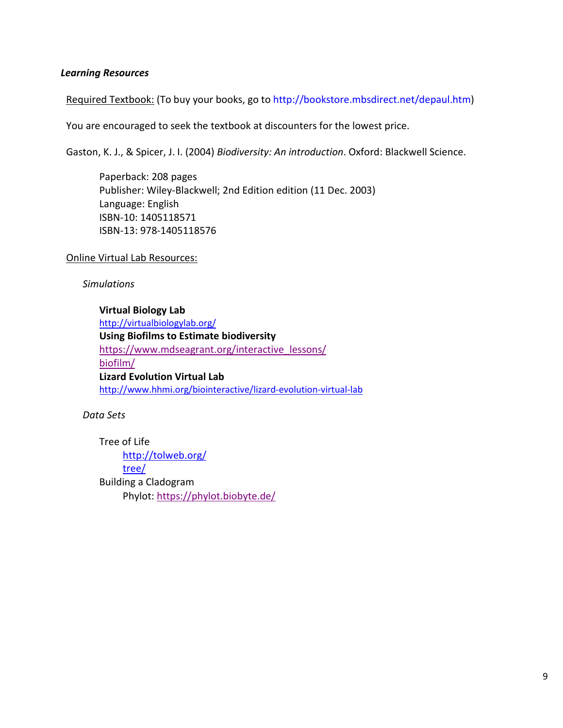***Learning Resources***

Required Textbook: (To buy your books, go to http://bookstore.mbsdirect.net/depaul.htm)

You are encouraged to seek the textbook at discounters for the lowest price.

Gaston, K. J., & Spicer, J. I. (2004) *Biodiversity: An introduction*. Oxford: Blackwell Science.

> Paperback: 208 pages
> Publisher: Wiley-Blackwell; 2nd Edition edition (11 Dec. 2003)
> Language: English
> ISBN-10: 1405118571
> ISBN-13: 978-1405118576

Online Virtual Lab Resources:

*Simulations*

**Virtual Biology Lab**
http://virtualbiologylab.org/
**Using Biofilms to Estimate biodiversity**
https://www.mdseagrant.org/interactive_lessons/biofilm/
**Lizard Evolution Virtual Lab**
http://www.hhmi.org/biointeractive/lizard-evolution-virtual-lab

*Data Sets*

Tree of Life
http://tolweb.org/tree/
Building a Cladogram
Phylot: https://phylot.biobyte.de/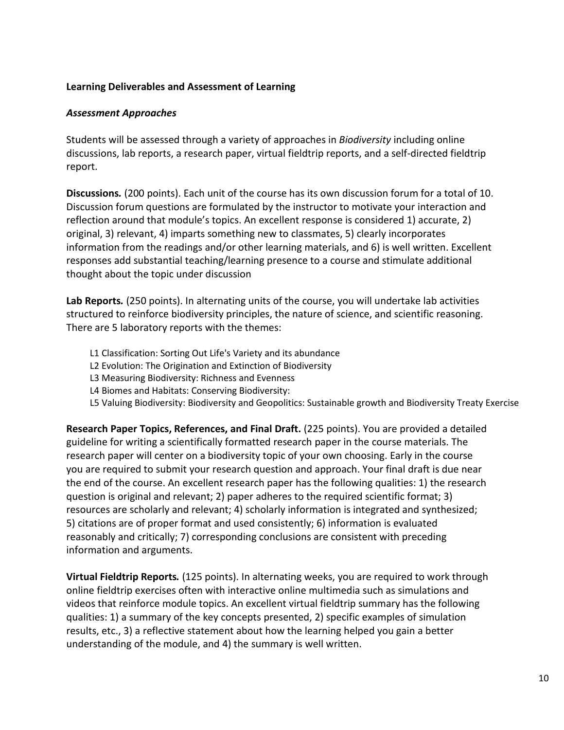**Learning Deliverables and Assessment of Learning**

***Assessment Approaches***

Students will be assessed through a variety of approaches in *Biodiversity* including online discussions, lab reports, a research paper, virtual fieldtrip reports, and a self-directed fieldtrip report.

**Discussions.** (200 points). Each unit of the course has its own discussion forum for a total of 10. Discussion forum questions are formulated by the instructor to motivate your interaction and reflection around that module's topics. An excellent response is considered 1) accurate, 2) original, 3) relevant, 4) imparts something new to classmates, 5) clearly incorporates information from the readings and/or other learning materials, and 6) is well written. Excellent responses add substantial teaching/learning presence to a course and stimulate additional thought about the topic under discussion

**Lab Reports.** (250 points). In alternating units of the course, you will undertake lab activities structured to reinforce biodiversity principles, the nature of science, and scientific reasoning. There are 5 laboratory reports with the themes:

- L1 Classification: Sorting Out Life's Variety and its abundance
- L2 Evolution: The Origination and Extinction of Biodiversity
- L3 Measuring Biodiversity: Richness and Evenness
- L4 Biomes and Habitats: Conserving Biodiversity:
- L5 Valuing Biodiversity: Biodiversity and Geopolitics: Sustainable growth and Biodiversity Treaty Exercise

**Research Paper Topics, References, and Final Draft.** (225 points). You are provided a detailed guideline for writing a scientifically formatted research paper in the course materials. The research paper will center on a biodiversity topic of your own choosing. Early in the course you are required to submit your research question and approach. Your final draft is due near the end of the course. An excellent research paper has the following qualities: 1) the research question is original and relevant; 2) paper adheres to the required scientific format; 3) resources are scholarly and relevant; 4) scholarly information is integrated and synthesized; 5) citations are of proper format and used consistently; 6) information is evaluated reasonably and critically; 7) corresponding conclusions are consistent with preceding information and arguments.

**Virtual Fieldtrip Reports.** (125 points). In alternating weeks, you are required to work through online fieldtrip exercises often with interactive online multimedia such as simulations and videos that reinforce module topics. An excellent virtual fieldtrip summary has the following qualities: 1) a summary of the key concepts presented, 2) specific examples of simulation results, etc., 3) a reflective statement about how the learning helped you gain a better understanding of the module, and 4) the summary is well written.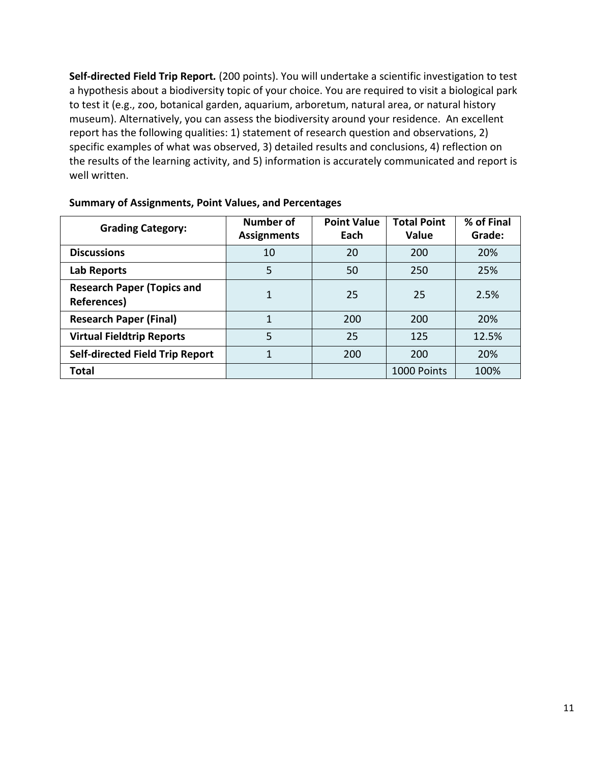**Self-directed Field Trip Report.** (200 points). You will undertake a scientific investigation to test a hypothesis about a biodiversity topic of your choice. You are required to visit a biological park to test it (e.g., zoo, botanical garden, aquarium, arboretum, natural area, or natural history museum). Alternatively, you can assess the biodiversity around your residence. An excellent report has the following qualities: 1) statement of research question and observations, 2) specific examples of what was observed, 3) detailed results and conclusions, 4) reflection on the results of the learning activity, and 5) information is accurately communicated and report is well written.

**Summary of Assignments, Point Values, and Percentages**

| Grading Category: | Number of Assignments | Point Value Each | Total Point Value | % of Final Grade: |
|---|---|---|---|---|
| **Discussions** | 10 | 20 | 200 | 20% |
| **Lab Reports** | 5 | 50 | 250 | 25% |
| **Research Paper (Topics and References)** | 1 | 25 | 25 | 2.5% |
| **Research Paper (Final)** | 1 | 200 | 200 | 20% |
| **Virtual Fieldtrip Reports** | 5 | 25 | 125 | 12.5% |
| **Self-directed Field Trip Report** | 1 | 200 | 200 | 20% |
| **Total** | | | 1000 Points | 100% |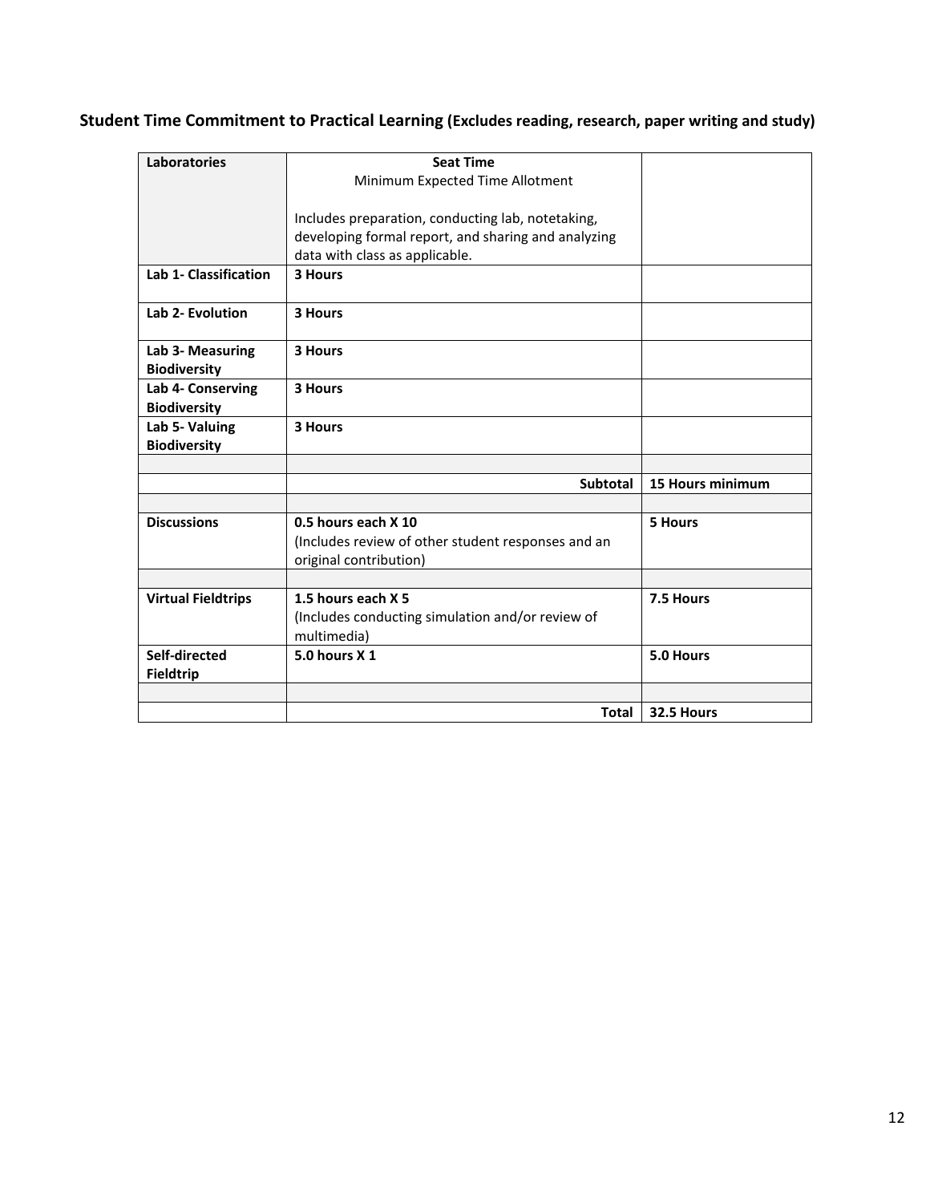## Student Time Commitment to Practical Learning (Excludes reading, research, paper writing and study)

| **Laboratories** | **Seat Time**<br>Minimum Expected Time Allotment<br><br>Includes preparation, conducting lab, notetaking, developing formal report, and sharing and analyzing data with class as applicable. | |
|---|---|---|
| **Lab 1- Classification** | **3 Hours** | |
| **Lab 2- Evolution** | **3 Hours** | |
| **Lab 3- Measuring Biodiversity** | **3 Hours** | |
| **Lab 4- Conserving Biodiversity** | **3 Hours** | |
| **Lab 5- Valuing Biodiversity** | **3 Hours** | |
| | | |
| | **Subtotal** | **15 Hours minimum** |
| | | |
| **Discussions** | **0.5 hours each X 10**<br>(Includes review of other student responses and an original contribution) | **5 Hours** |
| | | |
| **Virtual Fieldtrips** | **1.5 hours each X 5**<br>(Includes conducting simulation and/or review of multimedia) | **7.5 Hours** |
| **Self-directed Fieldtrip** | **5.0 hours X 1** | **5.0 Hours** |
| | | |
| | **Total** | **32.5 Hours** |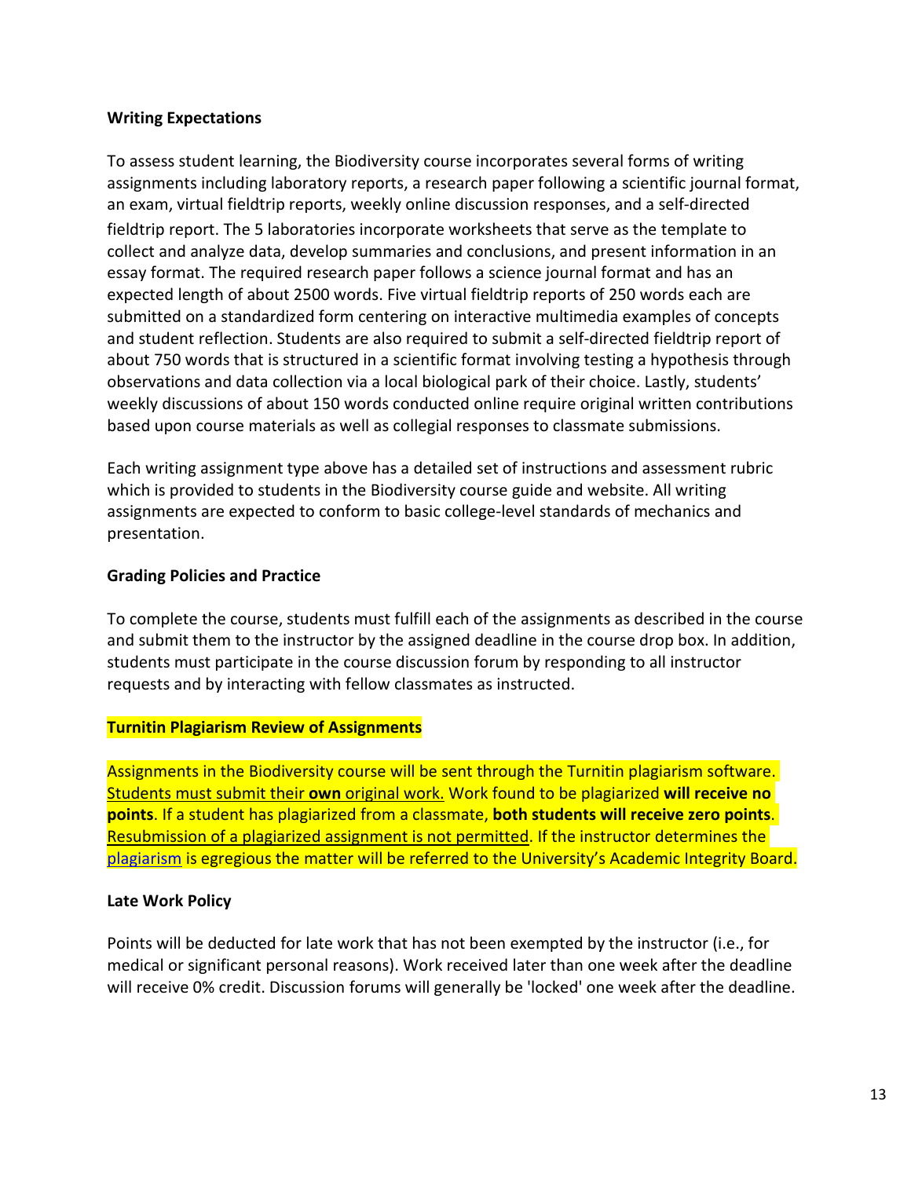**Writing Expectations**

To assess student learning, the Biodiversity course incorporates several forms of writing assignments including laboratory reports, a research paper following a scientific journal format, an exam, virtual fieldtrip reports, weekly online discussion responses, and a self-directed fieldtrip report. The 5 laboratories incorporate worksheets that serve as the template to collect and analyze data, develop summaries and conclusions, and present information in an essay format. The required research paper follows a science journal format and has an expected length of about 2500 words. Five virtual fieldtrip reports of 250 words each are submitted on a standardized form centering on interactive multimedia examples of concepts and student reflection. Students are also required to submit a self-directed fieldtrip report of about 750 words that is structured in a scientific format involving testing a hypothesis through observations and data collection via a local biological park of their choice. Lastly, students' weekly discussions of about 150 words conducted online require original written contributions based upon course materials as well as collegial responses to classmate submissions.

Each writing assignment type above has a detailed set of instructions and assessment rubric which is provided to students in the Biodiversity course guide and website. All writing assignments are expected to conform to basic college-level standards of mechanics and presentation.

**Grading Policies and Practice**

To complete the course, students must fulfill each of the assignments as described in the course and submit them to the instructor by the assigned deadline in the course drop box. In addition, students must participate in the course discussion forum by responding to all instructor requests and by interacting with fellow classmates as instructed.

**Turnitin Plagiarism Review of Assignments**

Assignments in the Biodiversity course will be sent through the Turnitin plagiarism software. Students must submit their **own** original work. Work found to be plagiarized **will receive no points**. If a student has plagiarized from a classmate, **both students will receive zero points**. Resubmission of a plagiarized assignment is not permitted. If the instructor determines the plagiarism is egregious the matter will be referred to the University's Academic Integrity Board.

**Late Work Policy**

Points will be deducted for late work that has not been exempted by the instructor (i.e., for medical or significant personal reasons). Work received later than one week after the deadline will receive 0% credit. Discussion forums will generally be 'locked' one week after the deadline.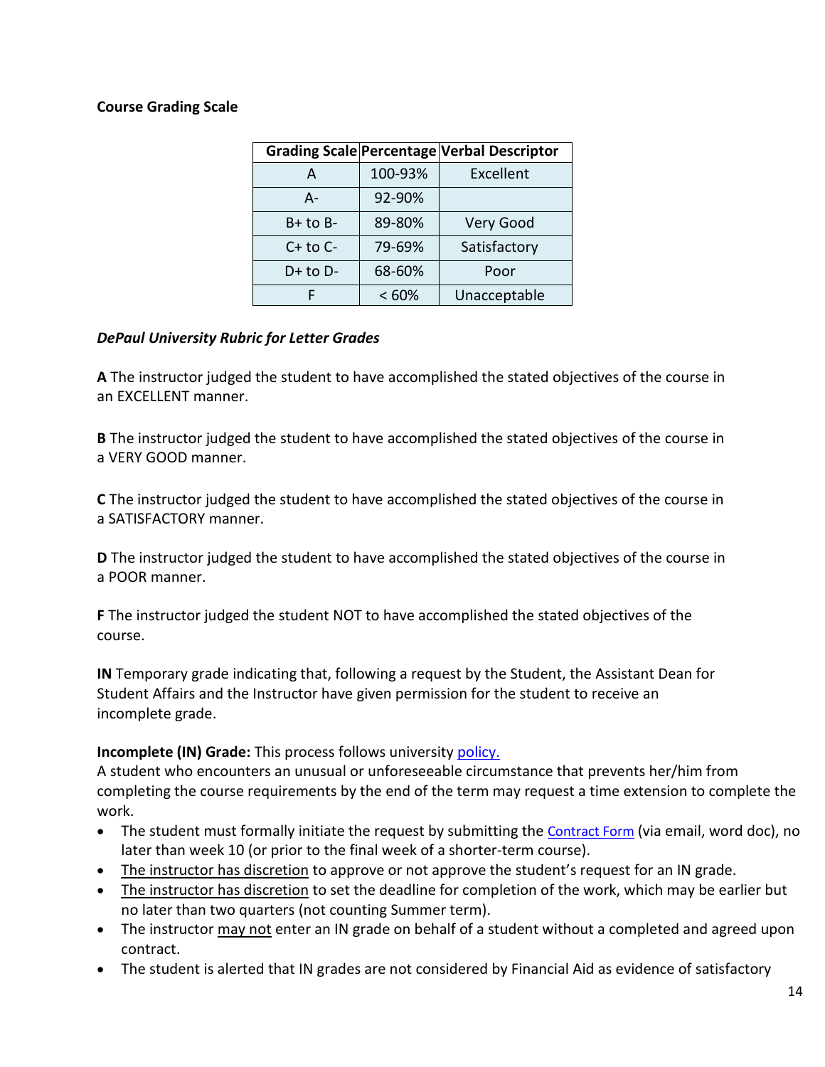**Course Grading Scale**

| Grading Scale | Percentage | Verbal Descriptor |
| --- | --- | --- |
| A | 100-93% | Excellent |
| A- | 92-90% | |
| B+ to B- | 89-80% | Very Good |
| C+ to C- | 79-69% | Satisfactory |
| D+ to D- | 68-60% | Poor |
| F | < 60% | Unacceptable |

***DePaul University Rubric for Letter Grades***

**A** The instructor judged the student to have accomplished the stated objectives of the course in an EXCELLENT manner.

**B** The instructor judged the student to have accomplished the stated objectives of the course in a VERY GOOD manner.

**C** The instructor judged the student to have accomplished the stated objectives of the course in a SATISFACTORY manner.

**D** The instructor judged the student to have accomplished the stated objectives of the course in a POOR manner.

**F** The instructor judged the student NOT to have accomplished the stated objectives of the course.

**IN** Temporary grade indicating that, following a request by the Student, the Assistant Dean for Student Affairs and the Instructor have given permission for the student to receive an incomplete grade.

**Incomplete (IN) Grade:** This process follows university policy.
A student who encounters an unusual or unforeseeable circumstance that prevents her/him from completing the course requirements by the end of the term may request a time extension to complete the work.

- The student must formally initiate the request by submitting the Contract Form (via email, word doc), no later than week 10 (or prior to the final week of a shorter-term course).
- The instructor has discretion to approve or not approve the student's request for an IN grade.
- The instructor has discretion to set the deadline for completion of the work, which may be earlier but no later than two quarters (not counting Summer term).
- The instructor may not enter an IN grade on behalf of a student without a completed and agreed upon contract.
- The student is alerted that IN grades are not considered by Financial Aid as evidence of satisfactory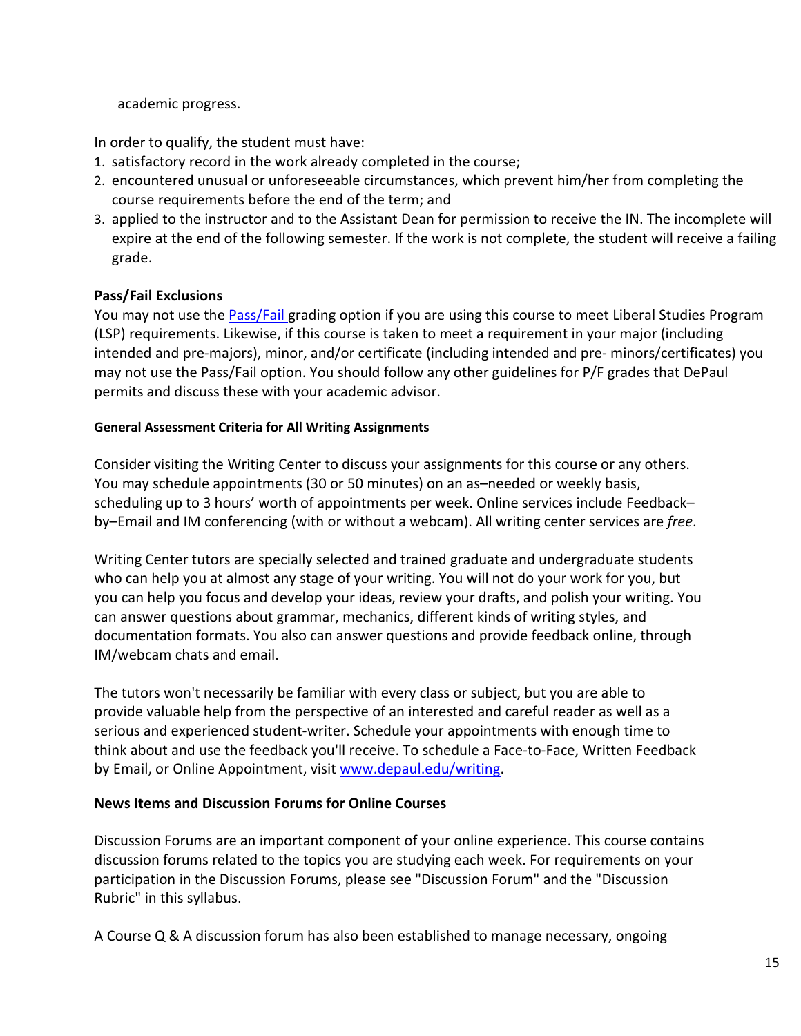academic progress.

In order to qualify, the student must have:

1. satisfactory record in the work already completed in the course;
2. encountered unusual or unforeseeable circumstances, which prevent him/her from completing the course requirements before the end of the term; and
3. applied to the instructor and to the Assistant Dean for permission to receive the IN. The incomplete will expire at the end of the following semester. If the work is not complete, the student will receive a failing grade.

**Pass/Fail Exclusions**

You may not use the Pass/Fail grading option if you are using this course to meet Liberal Studies Program (LSP) requirements. Likewise, if this course is taken to meet a requirement in your major (including intended and pre-majors), minor, and/or certificate (including intended and pre- minors/certificates) you may not use the Pass/Fail option. You should follow any other guidelines for P/F grades that DePaul permits and discuss these with your academic advisor.

**General Assessment Criteria for All Writing Assignments**

Consider visiting the Writing Center to discuss your assignments for this course or any others. You may schedule appointments (30 or 50 minutes) on an as–needed or weekly basis, scheduling up to 3 hours' worth of appointments per week. Online services include Feedback–by–Email and IM conferencing (with or without a webcam). All writing center services are *free*.

Writing Center tutors are specially selected and trained graduate and undergraduate students who can help you at almost any stage of your writing. You will not do your work for you, but you can help you focus and develop your ideas, review your drafts, and polish your writing. You can answer questions about grammar, mechanics, different kinds of writing styles, and documentation formats. You also can answer questions and provide feedback online, through IM/webcam chats and email.

The tutors won't necessarily be familiar with every class or subject, but you are able to provide valuable help from the perspective of an interested and careful reader as well as a serious and experienced student-writer. Schedule your appointments with enough time to think about and use the feedback you'll receive. To schedule a Face-to-Face, Written Feedback by Email, or Online Appointment, visit www.depaul.edu/writing.

**News Items and Discussion Forums for Online Courses**

Discussion Forums are an important component of your online experience. This course contains discussion forums related to the topics you are studying each week. For requirements on your participation in the Discussion Forums, please see "Discussion Forum" and the "Discussion Rubric" in this syllabus.

A Course Q & A discussion forum has also been established to manage necessary, ongoing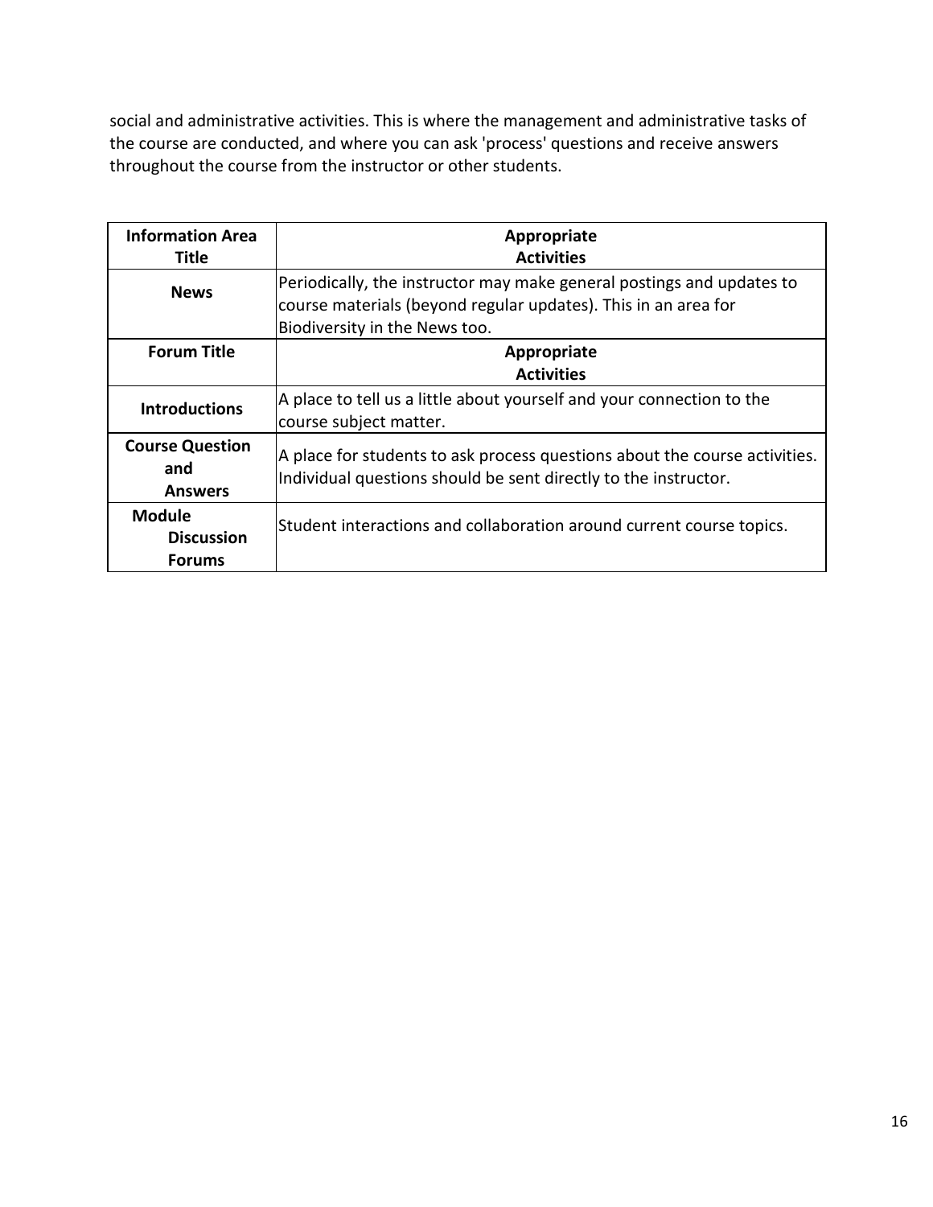social and administrative activities. This is where the management and administrative tasks of the course are conducted, and where you can ask 'process' questions and receive answers throughout the course from the instructor or other students.

| Information Area Title | Appropriate Activities |
| --- | --- |
| **News** | Periodically, the instructor may make general postings and updates to course materials (beyond regular updates). This in an area for Biodiversity in the News too. |
| **Forum Title** | **Appropriate Activities** |
| **Introductions** | A place to tell us a little about yourself and your connection to the course subject matter. |
| **Course Question and Answers** | A place for students to ask process questions about the course activities. Individual questions should be sent directly to the instructor. |
| **Module Discussion Forums** | Student interactions and collaboration around current course topics. |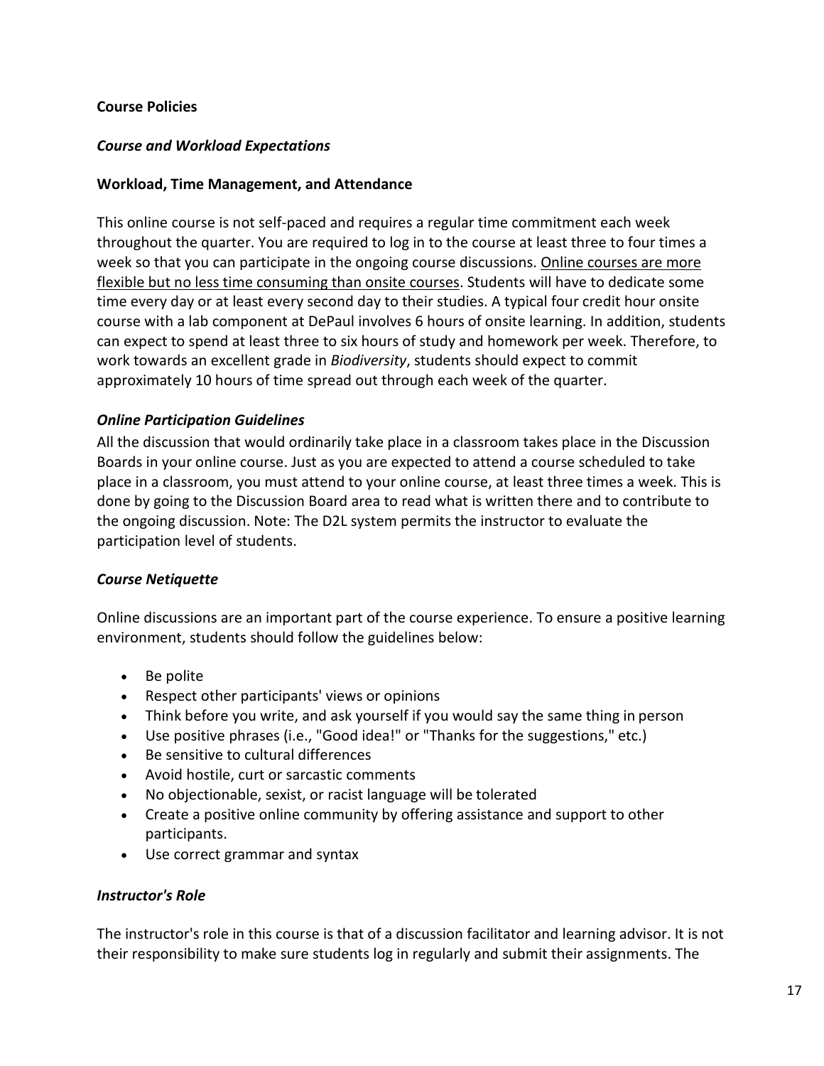**Course Policies**

***Course and Workload Expectations***

**Workload, Time Management, and Attendance**

This online course is not self-paced and requires a regular time commitment each week throughout the quarter. You are required to log in to the course at least three to four times a week so that you can participate in the ongoing course discussions. <u>Online courses are more flexible but no less time consuming than onsite courses</u>. Students will have to dedicate some time every day or at least every second day to their studies. A typical four credit hour onsite course with a lab component at DePaul involves 6 hours of onsite learning. In addition, students can expect to spend at least three to six hours of study and homework per week. Therefore, to work towards an excellent grade in *Biodiversity*, students should expect to commit approximately 10 hours of time spread out through each week of the quarter.

***Online Participation Guidelines***

All the discussion that would ordinarily take place in a classroom takes place in the Discussion Boards in your online course. Just as you are expected to attend a course scheduled to take place in a classroom, you must attend to your online course, at least three times a week. This is done by going to the Discussion Board area to read what is written there and to contribute to the ongoing discussion. Note: The D2L system permits the instructor to evaluate the participation level of students.

***Course Netiquette***

Online discussions are an important part of the course experience. To ensure a positive learning environment, students should follow the guidelines below:

- Be polite
- Respect other participants' views or opinions
- Think before you write, and ask yourself if you would say the same thing in person
- Use positive phrases (i.e., "Good idea!" or "Thanks for the suggestions," etc.)
- Be sensitive to cultural differences
- Avoid hostile, curt or sarcastic comments
- No objectionable, sexist, or racist language will be tolerated
- Create a positive online community by offering assistance and support to other participants.
- Use correct grammar and syntax

***Instructor's Role***

The instructor's role in this course is that of a discussion facilitator and learning advisor. It is not their responsibility to make sure students log in regularly and submit their assignments. The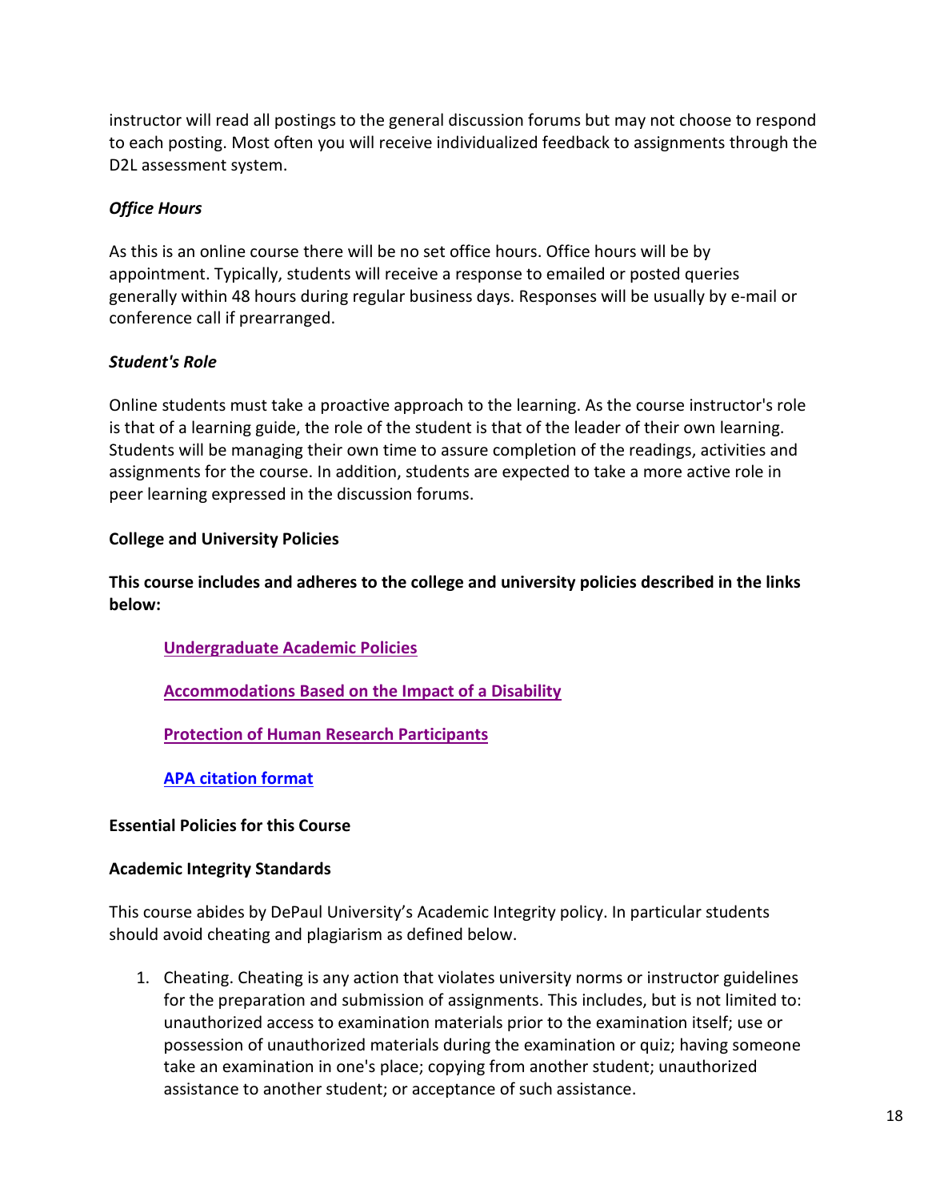instructor will read all postings to the general discussion forums but may not choose to respond to each posting. Most often you will receive individualized feedback to assignments through the D2L assessment system.

***Office Hours***

As this is an online course there will be no set office hours. Office hours will be by appointment. Typically, students will receive a response to emailed or posted queries generally within 48 hours during regular business days. Responses will be usually by e-mail or conference call if prearranged.

***Student's Role***

Online students must take a proactive approach to the learning. As the course instructor's role is that of a learning guide, the role of the student is that of the leader of their own learning. Students will be managing their own time to assure completion of the readings, activities and assignments for the course. In addition, students are expected to take a more active role in peer learning expressed in the discussion forums.

**College and University Policies**

**This course includes and adheres to the college and university policies described in the links below:**

> **Undergraduate Academic Policies**
>
> **Accommodations Based on the Impact of a Disability**
>
> **Protection of Human Research Participants**
>
> **APA citation format**

**Essential Policies for this Course**

**Academic Integrity Standards**

This course abides by DePaul University's Academic Integrity policy. In particular students should avoid cheating and plagiarism as defined below.

1. Cheating. Cheating is any action that violates university norms or instructor guidelines for the preparation and submission of assignments. This includes, but is not limited to: unauthorized access to examination materials prior to the examination itself; use or possession of unauthorized materials during the examination or quiz; having someone take an examination in one's place; copying from another student; unauthorized assistance to another student; or acceptance of such assistance.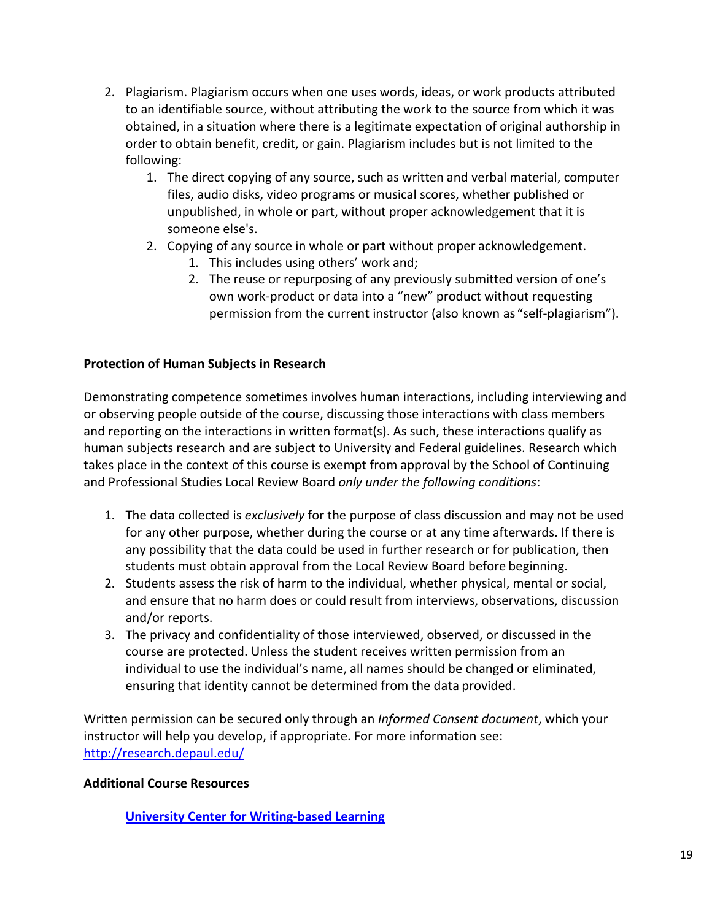2. Plagiarism. Plagiarism occurs when one uses words, ideas, or work products attributed to an identifiable source, without attributing the work to the source from which it was obtained, in a situation where there is a legitimate expectation of original authorship in order to obtain benefit, credit, or gain. Plagiarism includes but is not limited to the following:
    1. The direct copying of any source, such as written and verbal material, computer files, audio disks, video programs or musical scores, whether published or unpublished, in whole or part, without proper acknowledgement that it is someone else's.
    2. Copying of any source in whole or part without proper acknowledgement.
        1. This includes using others' work and;
        2. The reuse or repurposing of any previously submitted version of one's own work-product or data into a "new" product without requesting permission from the current instructor (also known as "self-plagiarism").

**Protection of Human Subjects in Research**

Demonstrating competence sometimes involves human interactions, including interviewing and or observing people outside of the course, discussing those interactions with class members and reporting on the interactions in written format(s). As such, these interactions qualify as human subjects research and are subject to University and Federal guidelines. Research which takes place in the context of this course is exempt from approval by the School of Continuing and Professional Studies Local Review Board *only under the following conditions*:

1. The data collected is *exclusively* for the purpose of class discussion and may not be used for any other purpose, whether during the course or at any time afterwards. If there is any possibility that the data could be used in further research or for publication, then students must obtain approval from the Local Review Board before beginning.
2. Students assess the risk of harm to the individual, whether physical, mental or social, and ensure that no harm does or could result from interviews, observations, discussion and/or reports.
3. The privacy and confidentiality of those interviewed, observed, or discussed in the course are protected. Unless the student receives written permission from an individual to use the individual's name, all names should be changed or eliminated, ensuring that identity cannot be determined from the data provided.

Written permission can be secured only through an *Informed Consent document*, which your instructor will help you develop, if appropriate. For more information see: [http://research.depaul.edu/](http://research.depaul.edu/)

**Additional Course Resources**

**University Center for Writing-based Learning**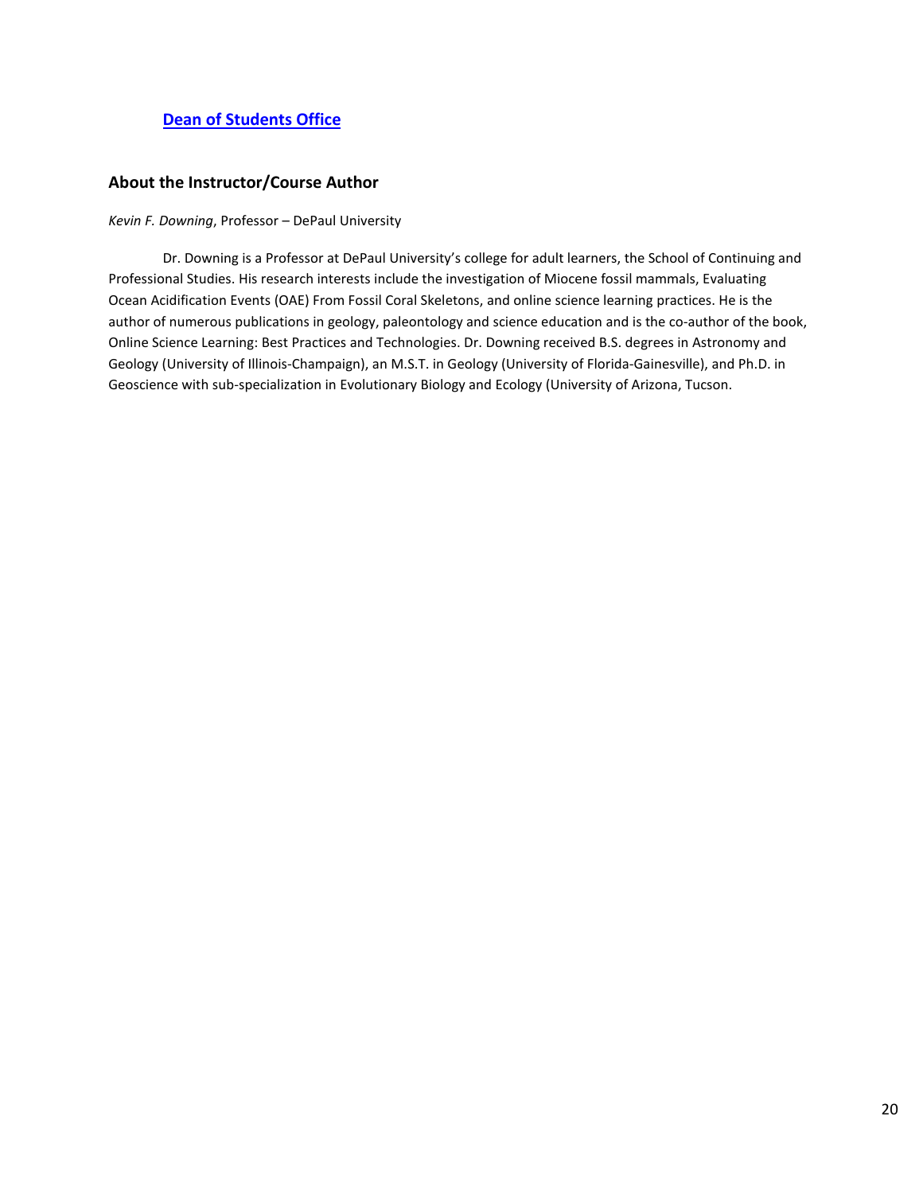**[Dean of Students Office]**

## About the Instructor/Course Author

*Kevin F. Downing*, Professor – DePaul University

Dr. Downing is a Professor at DePaul University's college for adult learners, the School of Continuing and Professional Studies. His research interests include the investigation of Miocene fossil mammals, Evaluating Ocean Acidification Events (OAE) From Fossil Coral Skeletons, and online science learning practices. He is the author of numerous publications in geology, paleontology and science education and is the co-author of the book, Online Science Learning: Best Practices and Technologies. Dr. Downing received B.S. degrees in Astronomy and Geology (University of Illinois-Champaign), an M.S.T. in Geology (University of Florida-Gainesville), and Ph.D. in Geoscience with sub-specialization in Evolutionary Biology and Ecology (University of Arizona, Tucson.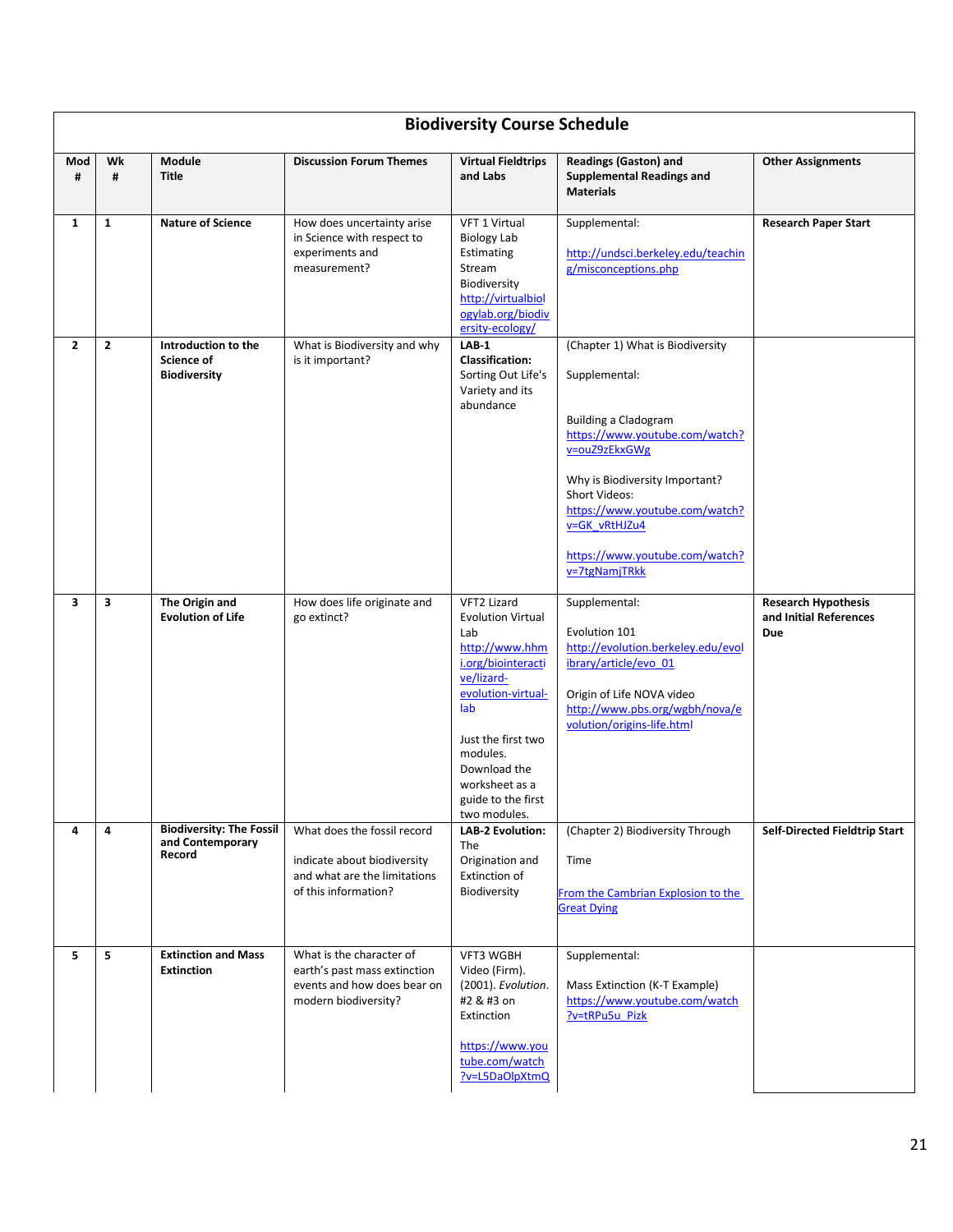| Biodiversity Course Schedule | | | | | | |
|---|---|---|---|---|---|---|
| **Mod #** | **Wk #** | **Module Title** | **Discussion Forum Themes** | **Virtual Fieldtrips and Labs** | **Readings (Gaston) and Supplemental Readings and Materials** | **Other Assignments** |
| **1** | **1** | **Nature of Science** | How does uncertainty arise in Science with respect to experiments and measurement? | VFT 1 Virtual Biology Lab Estimating Stream Biodiversity http://virtualbiologylab.org/biodiversity-ecology/ | Supplemental: http://undsci.berkeley.edu/teaching/misconceptions.php | **Research Paper Start** |
| **2** | **2** | **Introduction to the Science of Biodiversity** | What is Biodiversity and why is it important? | **LAB-1 Classification:** Sorting Out Life's Variety and its abundance | (Chapter 1) What is Biodiversity<br><br>Supplemental:<br><br>Building a Cladogram https://www.youtube.com/watch?v=ouZ9zEkxGWg<br><br>Why is Biodiversity Important? Short Videos: https://www.youtube.com/watch?v=GK_vRtHJZu4<br><br>https://www.youtube.com/watch?v=7tgNamjTRkk | |
| **3** | **3** | **The Origin and Evolution of Life** | How does life originate and go extinct? | VFT2 Lizard Evolution Virtual Lab http://www.hhmi.org/biointeractive/lizard-evolution-virtual-lab<br><br>Just the first two modules. Download the worksheet as a guide to the first two modules. | Supplemental:<br><br>Evolution 101 http://evolution.berkeley.edu/evolibrary/article/evo_01<br><br>Origin of Life NOVA video http://www.pbs.org/wgbh/nova/evolution/origins-life.html | **Research Hypothesis and Initial References Due** |
| **4** | **4** | **Biodiversity: The Fossil and Contemporary Record** | What does the fossil record<br><br>indicate about biodiversity and what are the limitations of this information? | **LAB-2 Evolution:** The Origination and Extinction of Biodiversity | (Chapter 2) Biodiversity Through<br><br>Time<br><br>From the Cambrian Explosion to the Great Dying | **Self-Directed Fieldtrip Start** |
| **5** | **5** | **Extinction and Mass Extinction** | What is the character of earth's past mass extinction events and how does bear on modern biodiversity? | VFT3 WGBH Video (Firm). (2001). *Evolution*. #2 & #3 on Extinction<br><br>https://www.youtube.com/watch?v=L5DaOlpXtmQ | Supplemental:<br><br>Mass Extinction (K-T Example) https://www.youtube.com/watch?v=tRPu5u_Pizk | |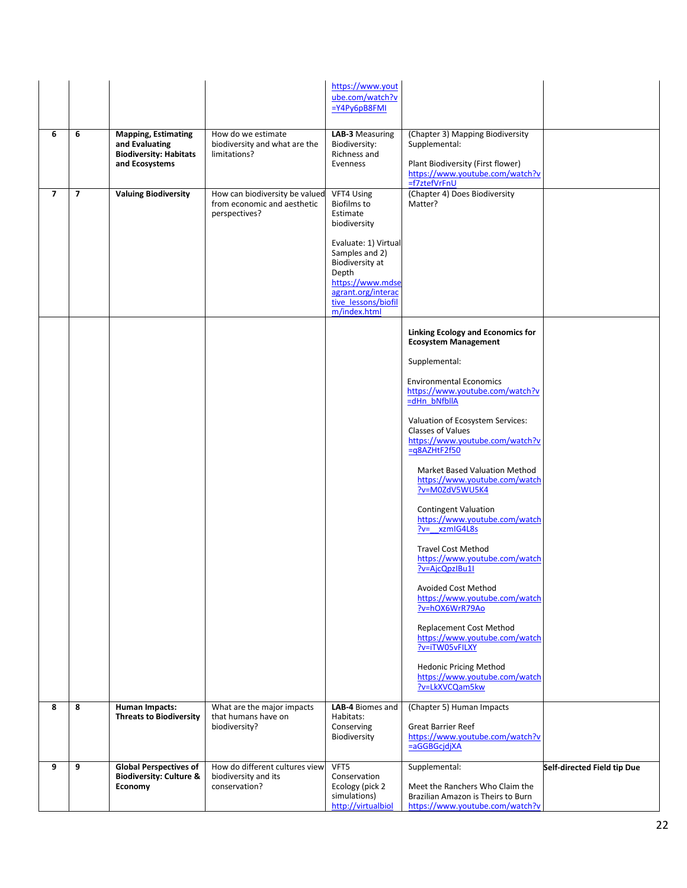| | | | | | | |
|---|---|---|---|---|---|---|
| | | | | https://www.youtube.com/watch?v=Y4Py6pB8FMI | | |
| 6 | 6 | **Mapping, Estimating and Evaluating Biodiversity: Habitats and Ecosystems** | How do we estimate biodiversity and what are the limitations? | **LAB-3** Measuring Biodiversity: Richness and Evenness | (Chapter 3) Mapping Biodiversity<br>Supplemental:<br><br>Plant Biodiversity (First flower)<br>https://www.youtube.com/watch?v=f7ztefVrFnU | |
| 7 | 7 | **Valuing Biodiversity** | How can biodiversity be valued from economic and aesthetic perspectives? | VFT4 Using Biofilms to Estimate biodiversity<br><br>Evaluate: 1) Virtual Samples and 2) Biodiversity at Depth<br>https://www.mdseagrant.org/interactive_lessons/biofilm/index.html | (Chapter 4) Does Biodiversity Matter? | |
| | | | | | **Linking Ecology and Economics for Ecosystem Management**<br><br>Supplemental:<br><br>Environmental Economics<br>https://www.youtube.com/watch?v=dHn_bNfbllA<br><br>Valuation of Ecosystem Services: Classes of Values<br>https://www.youtube.com/watch?v=q8AZHtF2f50<br><br>Market Based Valuation Method<br>https://www.youtube.com/watch?v=M0ZdV5WU5K4<br><br>Contingent Valuation<br>https://www.youtube.com/watch?v=__xzmIG4L8s<br><br>Travel Cost Method<br>https://www.youtube.com/watch?v=AjcQpzIBu1I<br><br>Avoided Cost Method<br>https://www.youtube.com/watch?v=hOX6WrR79Ao<br><br>Replacement Cost Method<br>https://www.youtube.com/watch?v=iTW05vFILXY<br><br>Hedonic Pricing Method<br>https://www.youtube.com/watch?v=LkXVCQam5kw | |
| 8 | 8 | **Human Impacts: Threats to Biodiversity** | What are the major impacts that humans have on biodiversity? | **LAB-4** Biomes and Habitats: Conserving Biodiversity | (Chapter 5) Human Impacts<br><br>Great Barrier Reef<br>https://www.youtube.com/watch?v=aGGBGcjdjXA | |
| 9 | 9 | **Global Perspectives of Biodiversity: Culture & Economy** | How do different cultures view biodiversity and its conservation? | VFT5 Conservation Ecology (pick 2 simulations)<br>http://virtualbiol | Supplemental:<br><br>Meet the Ranchers Who Claim the Brazilian Amazon is Theirs to Burn<br>https://www.youtube.com/watch?v | **Self-directed Field tip Due** |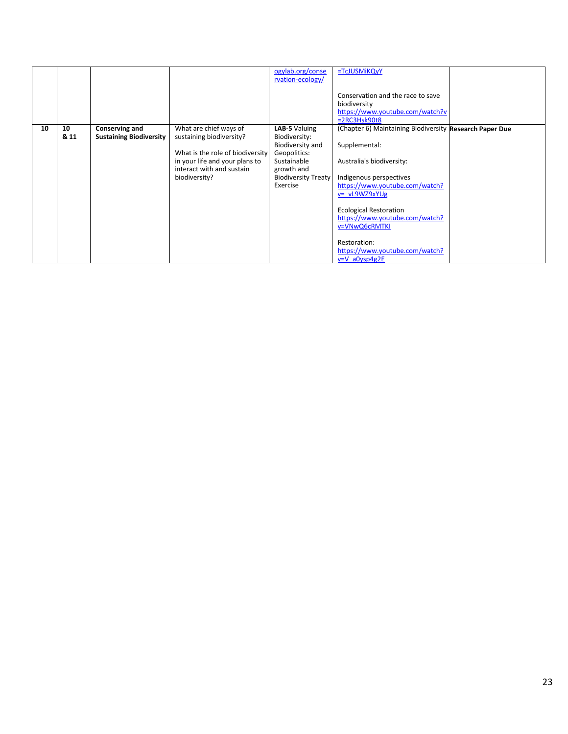| | | | | ogylab.org/conservation-ecology/ | =TcJUSMiKQyY<br><br>Conservation and the race to save biodiversity https://www.youtube.com/watch?v=2RC3Hsk90t8 | |
|---|---|---|---|---|---|---|
| **10** | **10 & 11** | **Conserving and Sustaining Biodiversity** | What are chief ways of sustaining biodiversity?<br><br>What is the role of biodiversity in your life and your plans to interact with and sustain biodiversity? | **LAB-5** Valuing Biodiversity: Biodiversity and Geopolitics: Sustainable growth and Biodiversity Treaty Exercise | (Chapter 6) Maintaining Biodiversity<br><br>Supplemental:<br><br>Australia's biodiversity:<br><br>Indigenous perspectives https://www.youtube.com/watch?v=_vL9WZ9xYUg<br><br>Ecological Restoration https://www.youtube.com/watch?v=VNwQ6cRMTKI<br><br>Restoration: https://www.youtube.com/watch?v=V_a0ysp4g2E | **Research Paper Due** |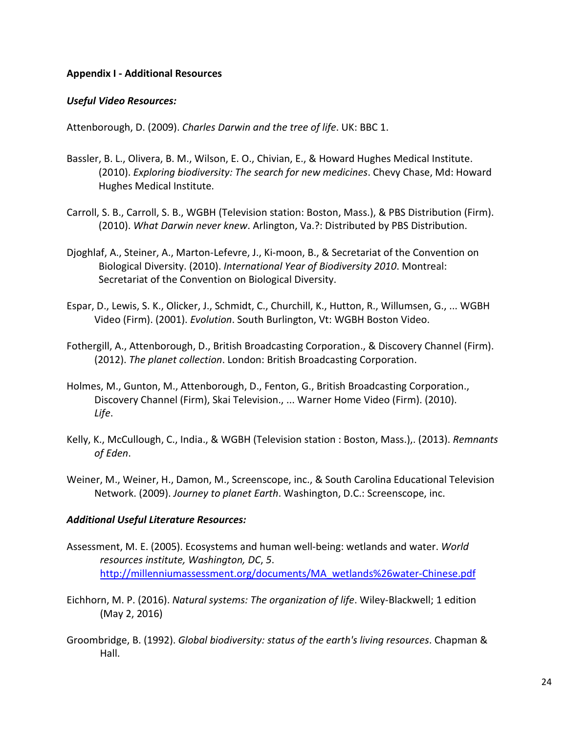**Appendix I - Additional Resources**

***Useful Video Resources:***

Attenborough, D. (2009). *Charles Darwin and the tree of life*. UK: BBC 1.

Bassler, B. L., Olivera, B. M., Wilson, E. O., Chivian, E., & Howard Hughes Medical Institute. (2010). *Exploring biodiversity: The search for new medicines*. Chevy Chase, Md: Howard Hughes Medical Institute.

Carroll, S. B., Carroll, S. B., WGBH (Television station: Boston, Mass.), & PBS Distribution (Firm). (2010). *What Darwin never knew*. Arlington, Va.?: Distributed by PBS Distribution.

Djoghlaf, A., Steiner, A., Marton-Lefevre, J., Ki-moon, B., & Secretariat of the Convention on Biological Diversity. (2010). *International Year of Biodiversity 2010*. Montreal: Secretariat of the Convention on Biological Diversity.

Espar, D., Lewis, S. K., Olicker, J., Schmidt, C., Churchill, K., Hutton, R., Willumsen, G., ... WGBH Video (Firm). (2001). *Evolution*. South Burlington, Vt: WGBH Boston Video.

Fothergill, A., Attenborough, D., British Broadcasting Corporation., & Discovery Channel (Firm). (2012). *The planet collection*. London: British Broadcasting Corporation.

Holmes, M., Gunton, M., Attenborough, D., Fenton, G., British Broadcasting Corporation., Discovery Channel (Firm), Skai Television., ... Warner Home Video (Firm). (2010). *Life*.

Kelly, K., McCullough, C., India., & WGBH (Television station : Boston, Mass.),. (2013). *Remnants of Eden*.

Weiner, M., Weiner, H., Damon, M., Screenscope, inc., & South Carolina Educational Television Network. (2009). *Journey to planet Earth*. Washington, D.C.: Screenscope, inc.

***Additional Useful Literature Resources:***

Assessment, M. E. (2005). Ecosystems and human well-being: wetlands and water. *World resources institute, Washington, DC*, *5*. http://millenniumassessment.org/documents/MA_wetlands%26water-Chinese.pdf

Eichhorn, M. P. (2016). *Natural systems: The organization of life*. Wiley-Blackwell; 1 edition (May 2, 2016)

Groombridge, B. (1992). *Global biodiversity: status of the earth's living resources*. Chapman & Hall.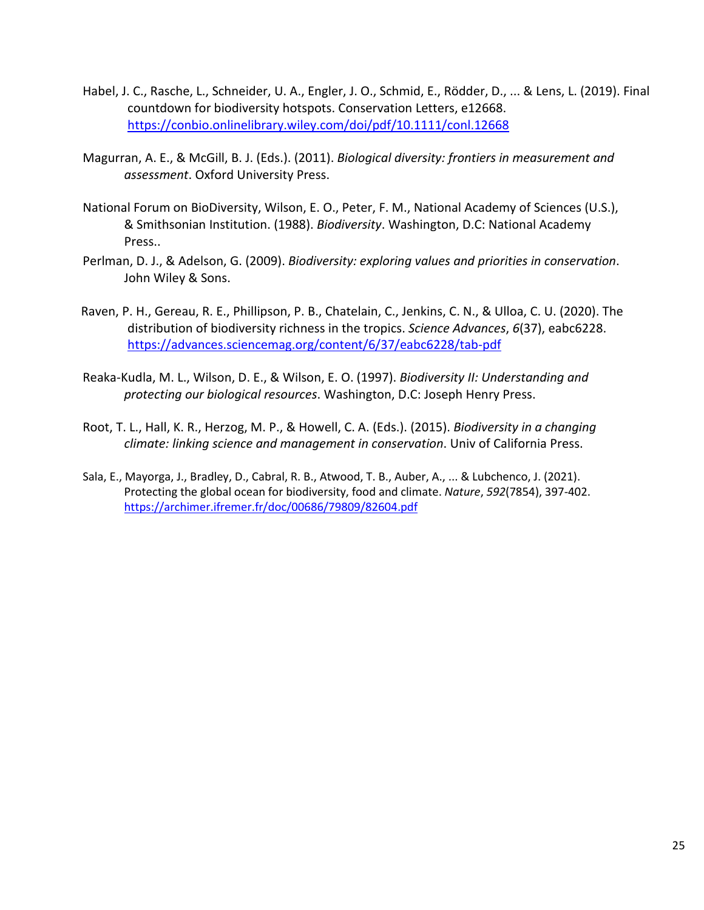Habel, J. C., Rasche, L., Schneider, U. A., Engler, J. O., Schmid, E., Rödder, D., ... & Lens, L. (2019). Final countdown for biodiversity hotspots. Conservation Letters, e12668. https://conbio.onlinelibrary.wiley.com/doi/pdf/10.1111/conl.12668

Magurran, A. E., & McGill, B. J. (Eds.). (2011). *Biological diversity: frontiers in measurement and assessment*. Oxford University Press.

National Forum on BioDiversity, Wilson, E. O., Peter, F. M., National Academy of Sciences (U.S.), & Smithsonian Institution. (1988). *Biodiversity*. Washington, D.C: National Academy Press..

Perlman, D. J., & Adelson, G. (2009). *Biodiversity: exploring values and priorities in conservation*. John Wiley & Sons.

Raven, P. H., Gereau, R. E., Phillipson, P. B., Chatelain, C., Jenkins, C. N., & Ulloa, C. U. (2020). The distribution of biodiversity richness in the tropics. *Science Advances*, *6*(37), eabc6228. https://advances.sciencemag.org/content/6/37/eabc6228/tab-pdf

Reaka-Kudla, M. L., Wilson, D. E., & Wilson, E. O. (1997). *Biodiversity II: Understanding and protecting our biological resources*. Washington, D.C: Joseph Henry Press.

Root, T. L., Hall, K. R., Herzog, M. P., & Howell, C. A. (Eds.). (2015). *Biodiversity in a changing climate: linking science and management in conservation*. Univ of California Press.

Sala, E., Mayorga, J., Bradley, D., Cabral, R. B., Atwood, T. B., Auber, A., ... & Lubchenco, J. (2021). Protecting the global ocean for biodiversity, food and climate. *Nature*, *592*(7854), 397-402. https://archimer.ifremer.fr/doc/00686/79809/82604.pdf